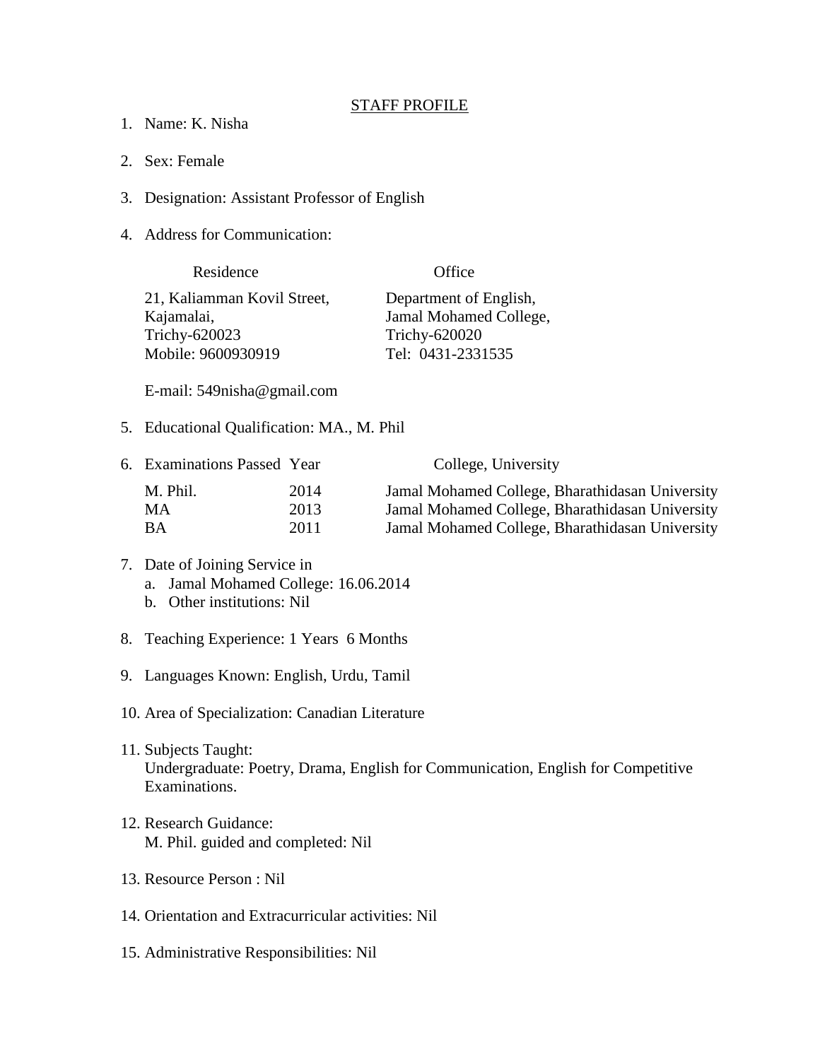# STAFF PROFILE

1. Name: K. Nisha

2. Sex: Female

3. Designation: Assistant Professor of English

4. Address for Communication:

| Residence | Office |
|---|---|
| 21, Kaliamman Kovil Street, | Department of English, |
| Kajamalai, | Jamal Mohamed College, |
| Trichy-620023 | Trichy-620020 |
| Mobile: 9600930919 | Tel: 0431-2331535 |

   E-mail: 549nisha@gmail.com

5. Educational Qualification: MA., M. Phil

6. Examinations Passed

| Examinations Passed | Year | College, University |
|---|---|---|
| M. Phil. | 2014 | Jamal Mohamed College, Bharathidasan University |
| MA | 2013 | Jamal Mohamed College, Bharathidasan University |
| BA | 2011 | Jamal Mohamed College, Bharathidasan University |

7. Date of Joining Service in
   a. Jamal Mohamed College: 16.06.2014
   b. Other institutions: Nil

8. Teaching Experience: 1 Years 6 Months

9. Languages Known: English, Urdu, Tamil

10. Area of Specialization: Canadian Literature

11. Subjects Taught:
    Undergraduate: Poetry, Drama, English for Communication, English for Competitive Examinations.

12. Research Guidance:
    M. Phil. guided and completed: Nil

13. Resource Person : Nil

14. Orientation and Extracurricular activities: Nil

15. Administrative Responsibilities: Nil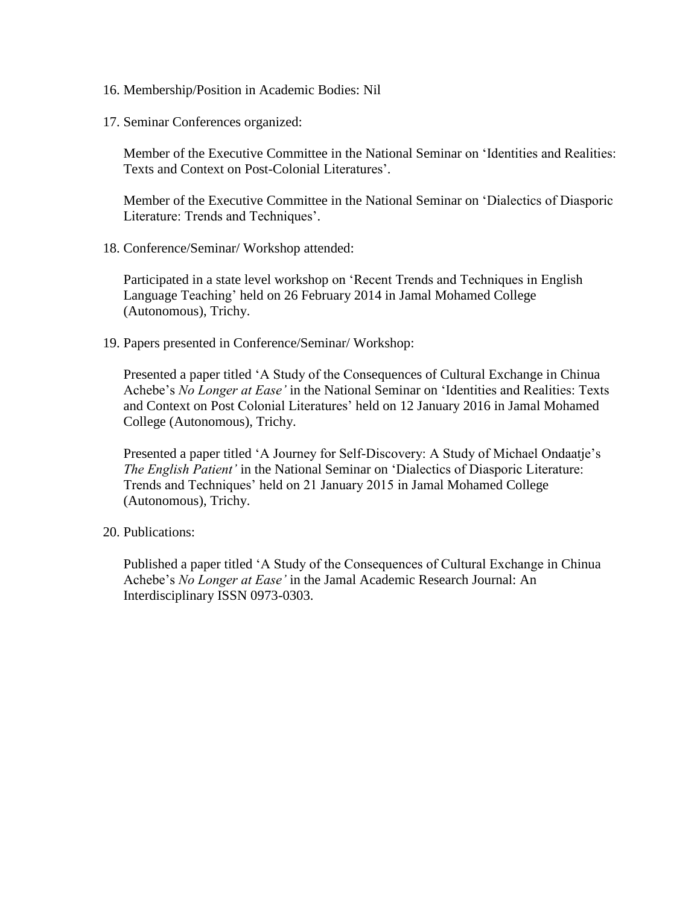16. Membership/Position in Academic Bodies: Nil

17. Seminar Conferences organized:

    Member of the Executive Committee in the National Seminar on 'Identities and Realities: Texts and Context on Post-Colonial Literatures'.

    Member of the Executive Committee in the National Seminar on 'Dialectics of Diasporic Literature: Trends and Techniques'.

18. Conference/Seminar/ Workshop attended:

    Participated in a state level workshop on 'Recent Trends and Techniques in English Language Teaching' held on 26 February 2014 in Jamal Mohamed College (Autonomous), Trichy.

19. Papers presented in Conference/Seminar/ Workshop:

    Presented a paper titled 'A Study of the Consequences of Cultural Exchange in Chinua Achebe's *No Longer at Ease'* in the National Seminar on 'Identities and Realities: Texts and Context on Post Colonial Literatures' held on 12 January 2016 in Jamal Mohamed College (Autonomous), Trichy.

    Presented a paper titled 'A Journey for Self-Discovery: A Study of Michael Ondaatje's *The English Patient'* in the National Seminar on 'Dialectics of Diasporic Literature: Trends and Techniques' held on 21 January 2015 in Jamal Mohamed College (Autonomous), Trichy.

20. Publications:

    Published a paper titled 'A Study of the Consequences of Cultural Exchange in Chinua Achebe's *No Longer at Ease'* in the Jamal Academic Research Journal: An Interdisciplinary ISSN 0973-0303.